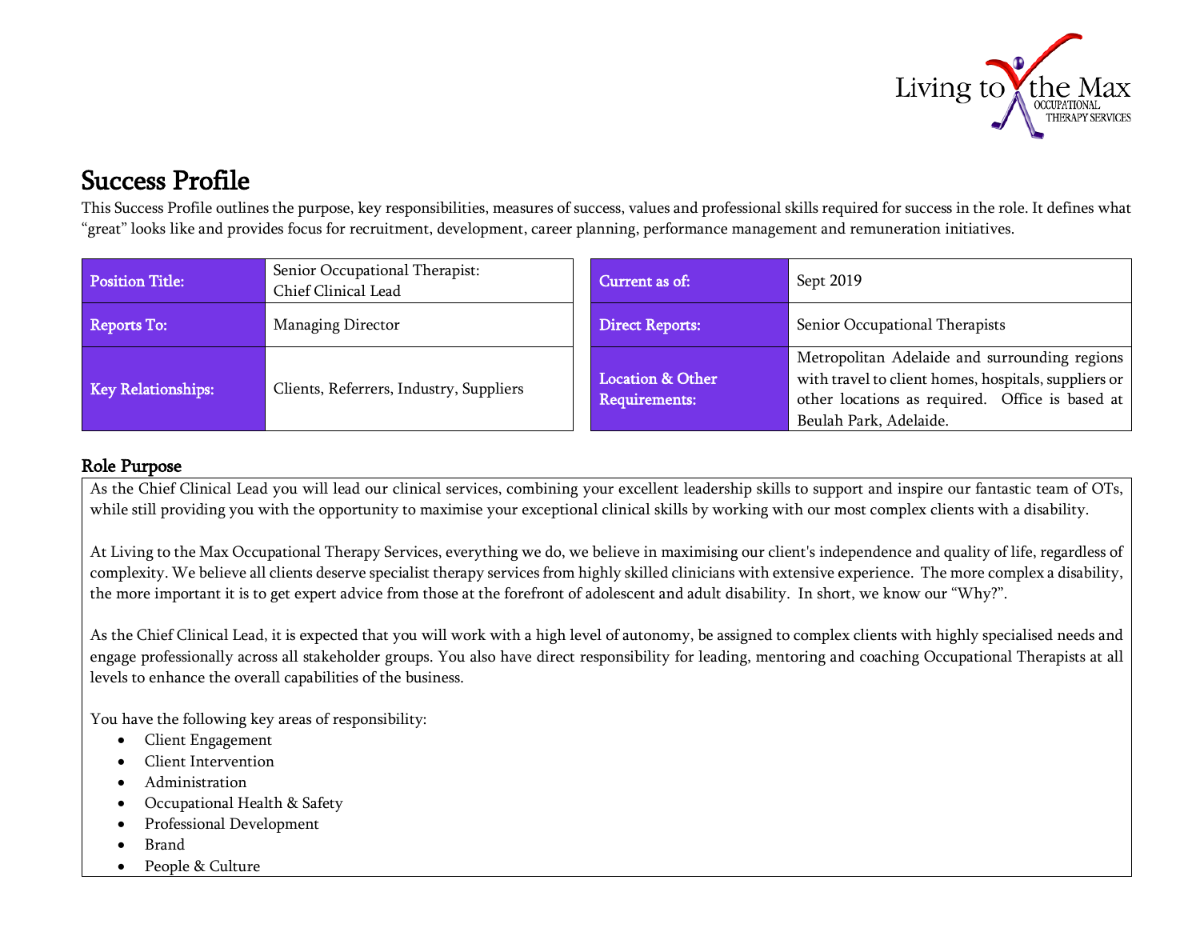# Success Profile

This Success Profile outlines the purpose, key responsibilities, measures of success, values and professional skills required for success in the role. It defines what "great" looks like and provides focus for recruitment, development, career planning, performance management and remuneration initiatives.

| | | | |
|---|---|---|---|
| **Position Title:** | Senior Occupational Therapist: Chief Clinical Lead | **Current as of:** | Sept 2019 |
| **Reports To:** | Managing Director | **Direct Reports:** | Senior Occupational Therapists |
| **Key Relationships:** | Clients, Referrers, Industry, Suppliers | **Location & Other Requirements:** | Metropolitan Adelaide and surrounding regions with travel to client homes, hospitals, suppliers or other locations as required. Office is based at Beulah Park, Adelaide. |

## Role Purpose

As the Chief Clinical Lead you will lead our clinical services, combining your excellent leadership skills to support and inspire our fantastic team of OTs, while still providing you with the opportunity to maximise your exceptional clinical skills by working with our most complex clients with a disability.

At Living to the Max Occupational Therapy Services, everything we do, we believe in maximising our client's independence and quality of life, regardless of complexity. We believe all clients deserve specialist therapy services from highly skilled clinicians with extensive experience. The more complex a disability, the more important it is to get expert advice from those at the forefront of adolescent and adult disability. In short, we know our "Why?".

As the Chief Clinical Lead, it is expected that you will work with a high level of autonomy, be assigned to complex clients with highly specialised needs and engage professionally across all stakeholder groups. You also have direct responsibility for leading, mentoring and coaching Occupational Therapists at all levels to enhance the overall capabilities of the business.

You have the following key areas of responsibility:

- Client Engagement
- Client Intervention
- Administration
- Occupational Health & Safety
- Professional Development
- Brand
- People & Culture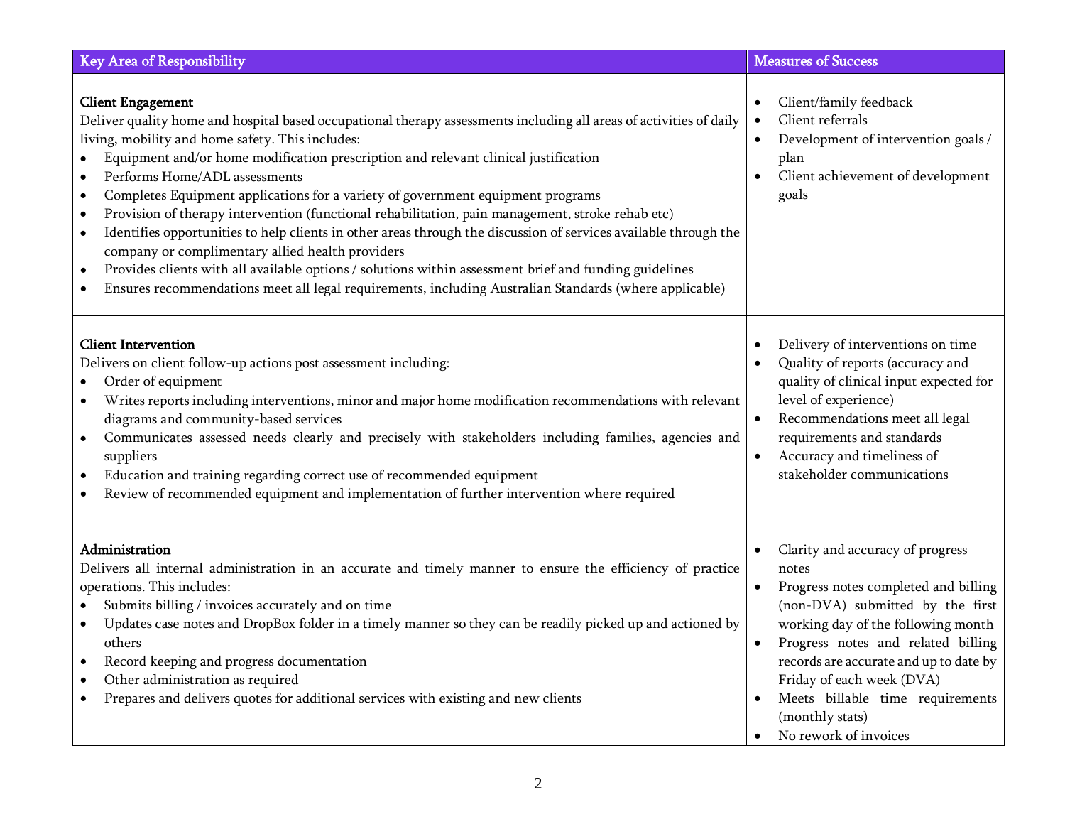| Key Area of Responsibility | Measures of Success |
|---|---|
| **Client Engagement**<br>Deliver quality home and hospital based occupational therapy assessments including all areas of activities of daily living, mobility and home safety. This includes:<br>• Equipment and/or home modification prescription and relevant clinical justification<br>• Performs Home/ADL assessments<br>• Completes Equipment applications for a variety of government equipment programs<br>• Provision of therapy intervention (functional rehabilitation, pain management, stroke rehab etc)<br>• Identifies opportunities to help clients in other areas through the discussion of services available through the company or complimentary allied health providers<br>• Provides clients with all available options / solutions within assessment brief and funding guidelines<br>• Ensures recommendations meet all legal requirements, including Australian Standards (where applicable) | • Client/family feedback<br>• Client referrals<br>• Development of intervention goals / plan<br>• Client achievement of development goals |
| **Client Intervention**<br>Delivers on client follow-up actions post assessment including:<br>• Order of equipment<br>• Writes reports including interventions, minor and major home modification recommendations with relevant diagrams and community-based services<br>• Communicates assessed needs clearly and precisely with stakeholders including families, agencies and suppliers<br>• Education and training regarding correct use of recommended equipment<br>• Review of recommended equipment and implementation of further intervention where required | • Delivery of interventions on time<br>• Quality of reports (accuracy and quality of clinical input expected for level of experience)<br>• Recommendations meet all legal requirements and standards<br>• Accuracy and timeliness of stakeholder communications |
| **Administration**<br>Delivers all internal administration in an accurate and timely manner to ensure the efficiency of practice operations. This includes:<br>• Submits billing / invoices accurately and on time<br>• Updates case notes and DropBox folder in a timely manner so they can be readily picked up and actioned by others<br>• Record keeping and progress documentation<br>• Other administration as required<br>• Prepares and delivers quotes for additional services with existing and new clients | • Clarity and accuracy of progress notes<br>• Progress notes completed and billing (non-DVA) submitted by the first working day of the following month<br>• Progress notes and related billing records are accurate and up to date by Friday of each week (DVA)<br>• Meets billable time requirements (monthly stats)<br>• No rework of invoices |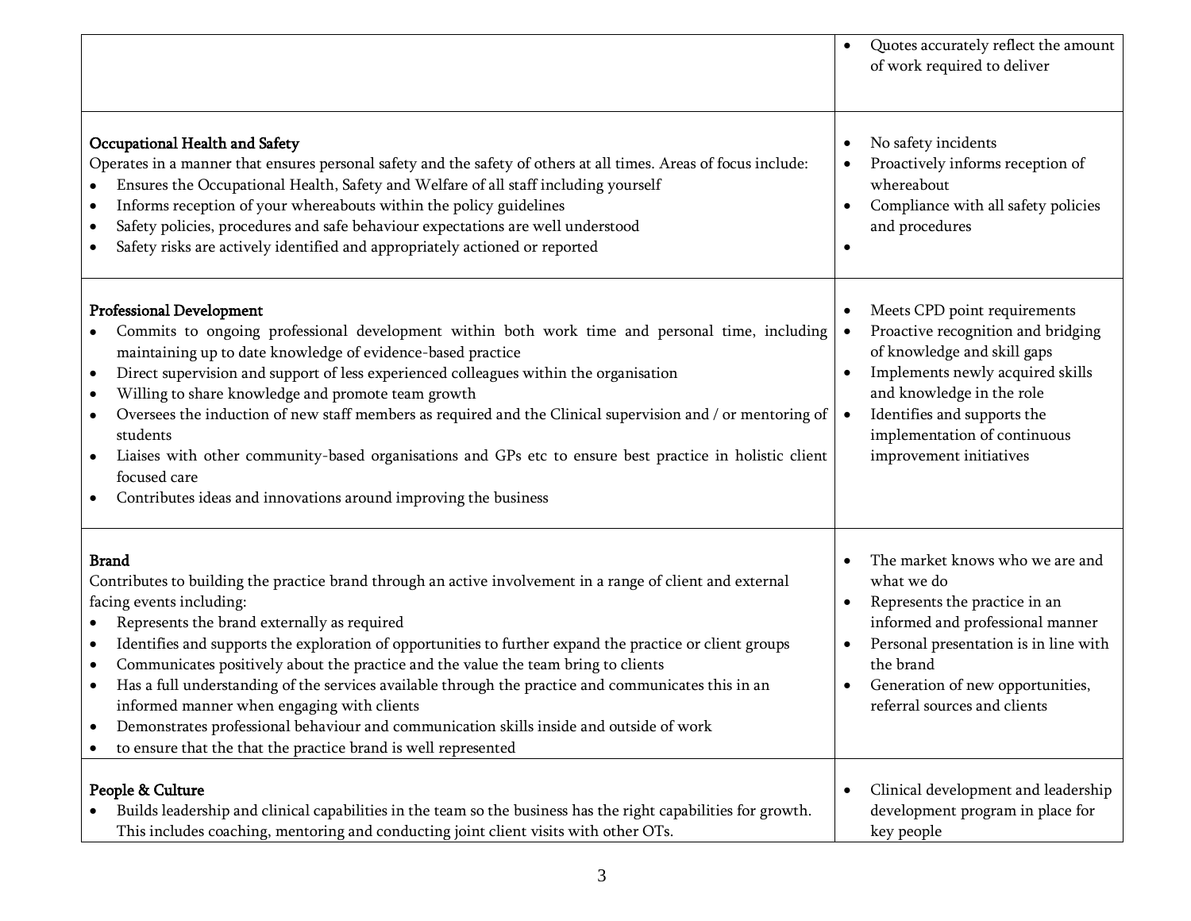| | |
|---|---|
| | • Quotes accurately reflect the amount of work required to deliver |
| **Occupational Health and Safety**<br>Operates in a manner that ensures personal safety and the safety of others at all times. Areas of focus include:<br>• Ensures the Occupational Health, Safety and Welfare of all staff including yourself<br>• Informs reception of your whereabouts within the policy guidelines<br>• Safety policies, procedures and safe behaviour expectations are well understood<br>• Safety risks are actively identified and appropriately actioned or reported | • No safety incidents<br>• Proactively informs reception of whereabout<br>• Compliance with all safety policies and procedures<br>• |
| **Professional Development**<br>• Commits to ongoing professional development within both work time and personal time, including maintaining up to date knowledge of evidence-based practice<br>• Direct supervision and support of less experienced colleagues within the organisation<br>• Willing to share knowledge and promote team growth<br>• Oversees the induction of new staff members as required and the Clinical supervision and / or mentoring of students<br>• Liaises with other community-based organisations and GPs etc to ensure best practice in holistic client focused care<br>• Contributes ideas and innovations around improving the business | • Meets CPD point requirements<br>• Proactive recognition and bridging of knowledge and skill gaps<br>• Implements newly acquired skills and knowledge in the role<br>• Identifies and supports the implementation of continuous improvement initiatives |
| **Brand**<br>Contributes to building the practice brand through an active involvement in a range of client and external facing events including:<br>• Represents the brand externally as required<br>• Identifies and supports the exploration of opportunities to further expand the practice or client groups<br>• Communicates positively about the practice and the value the team bring to clients<br>• Has a full understanding of the services available through the practice and communicates this in an informed manner when engaging with clients<br>• Demonstrates professional behaviour and communication skills inside and outside of work<br>• to ensure that the that the practice brand is well represented | • The market knows who we are and what we do<br>• Represents the practice in an informed and professional manner<br>• Personal presentation is in line with the brand<br>• Generation of new opportunities, referral sources and clients |
| **People & Culture**<br>• Builds leadership and clinical capabilities in the team so the business has the right capabilities for growth. This includes coaching, mentoring and conducting joint client visits with other OTs. | • Clinical development and leadership development program in place for key people |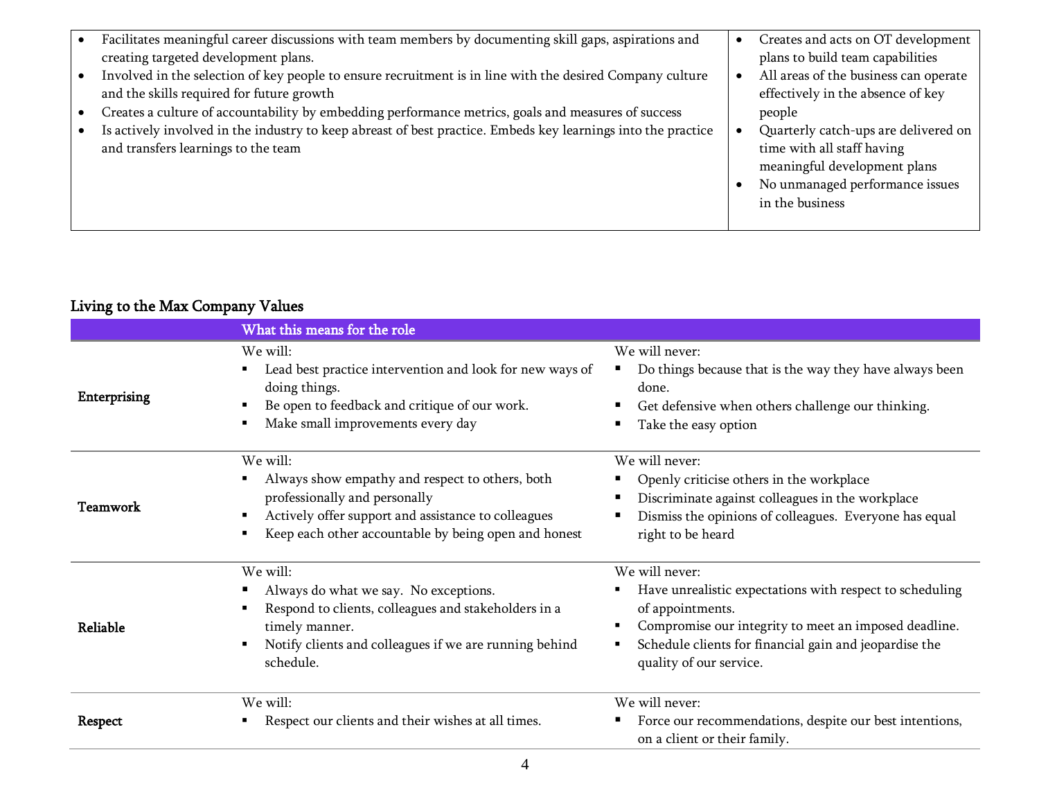| | |
|---|---|
| • Facilitates meaningful career discussions with team members by documenting skill gaps, aspirations and creating targeted development plans.<br>• Involved in the selection of key people to ensure recruitment is in line with the desired Company culture and the skills required for future growth<br>• Creates a culture of accountability by embedding performance metrics, goals and measures of success<br>• Is actively involved in the industry to keep abreast of best practice. Embeds key learnings into the practice and transfers learnings to the team | • Creates and acts on OT development plans to build team capabilities<br>• All areas of the business can operate effectively in the absence of key people<br>• Quarterly catch-ups are delivered on time with all staff having meaningful development plans<br>• No unmanaged performance issues in the business |

## Living to the Max Company Values

| | What this means for the role | |
|---|---|---|
| **Enterprising** | We will:<br>▪ Lead best practice intervention and look for new ways of doing things.<br>▪ Be open to feedback and critique of our work.<br>▪ Make small improvements every day | We will never:<br>▪ Do things because that is the way they have always been done.<br>▪ Get defensive when others challenge our thinking.<br>▪ Take the easy option |
| **Teamwork** | We will:<br>▪ Always show empathy and respect to others, both professionally and personally<br>▪ Actively offer support and assistance to colleagues<br>▪ Keep each other accountable by being open and honest | We will never:<br>▪ Openly criticise others in the workplace<br>▪ Discriminate against colleagues in the workplace<br>▪ Dismiss the opinions of colleagues. Everyone has equal right to be heard |
| **Reliable** | We will:<br>▪ Always do what we say. No exceptions.<br>▪ Respond to clients, colleagues and stakeholders in a timely manner.<br>▪ Notify clients and colleagues if we are running behind schedule. | We will never:<br>▪ Have unrealistic expectations with respect to scheduling of appointments.<br>▪ Compromise our integrity to meet an imposed deadline.<br>▪ Schedule clients for financial gain and jeopardise the quality of our service. |
| **Respect** | We will:<br>▪ Respect our clients and their wishes at all times. | We will never:<br>▪ Force our recommendations, despite our best intentions, on a client or their family. |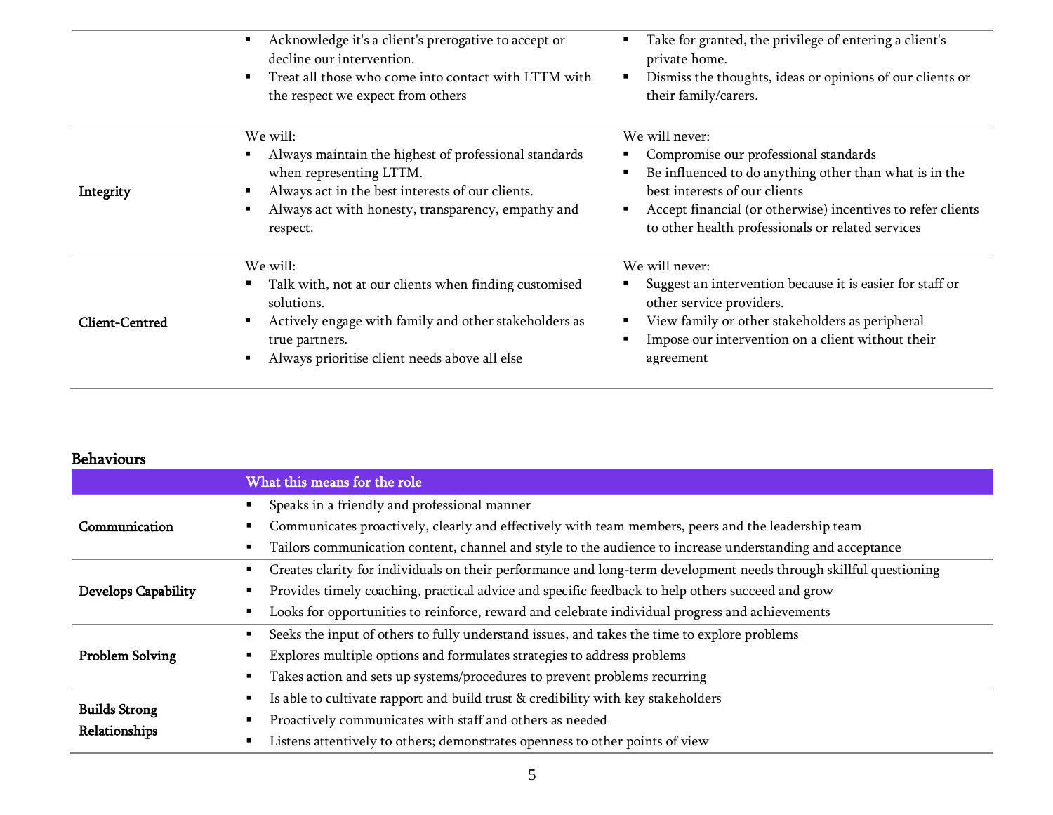| | | |
|---|---|---|
| | ▪ Acknowledge it's a client's prerogative to accept or decline our intervention.<br>▪ Treat all those who come into contact with LTTM with the respect we expect from others | ▪ Take for granted, the privilege of entering a client's private home.<br>▪ Dismiss the thoughts, ideas or opinions of our clients or their family/carers. |
| **Integrity** | We will:<br>▪ Always maintain the highest of professional standards when representing LTTM.<br>▪ Always act in the best interests of our clients.<br>▪ Always act with honesty, transparency, empathy and respect. | We will never:<br>▪ Compromise our professional standards<br>▪ Be influenced to do anything other than what is in the best interests of our clients<br>▪ Accept financial (or otherwise) incentives to refer clients to other health professionals or related services |
| **Client-Centred** | We will:<br>▪ Talk with, not at our clients when finding customised solutions.<br>▪ Actively engage with family and other stakeholders as true partners.<br>▪ Always prioritise client needs above all else | We will never:<br>▪ Suggest an intervention because it is easier for staff or other service providers.<br>▪ View family or other stakeholders as peripheral<br>▪ Impose our intervention on a client without their agreement |

## Behaviours

| | What this means for the role |
|---|---|
| **Communication** | ▪ Speaks in a friendly and professional manner<br>▪ Communicates proactively, clearly and effectively with team members, peers and the leadership team<br>▪ Tailors communication content, channel and style to the audience to increase understanding and acceptance |
| **Develops Capability** | ▪ Creates clarity for individuals on their performance and long-term development needs through skillful questioning<br>▪ Provides timely coaching, practical advice and specific feedback to help others succeed and grow<br>▪ Looks for opportunities to reinforce, reward and celebrate individual progress and achievements |
| **Problem Solving** | ▪ Seeks the input of others to fully understand issues, and takes the time to explore problems<br>▪ Explores multiple options and formulates strategies to address problems<br>▪ Takes action and sets up systems/procedures to prevent problems recurring |
| **Builds Strong Relationships** | ▪ Is able to cultivate rapport and build trust & credibility with key stakeholders<br>▪ Proactively communicates with staff and others as needed<br>▪ Listens attentively to others; demonstrates openness to other points of view |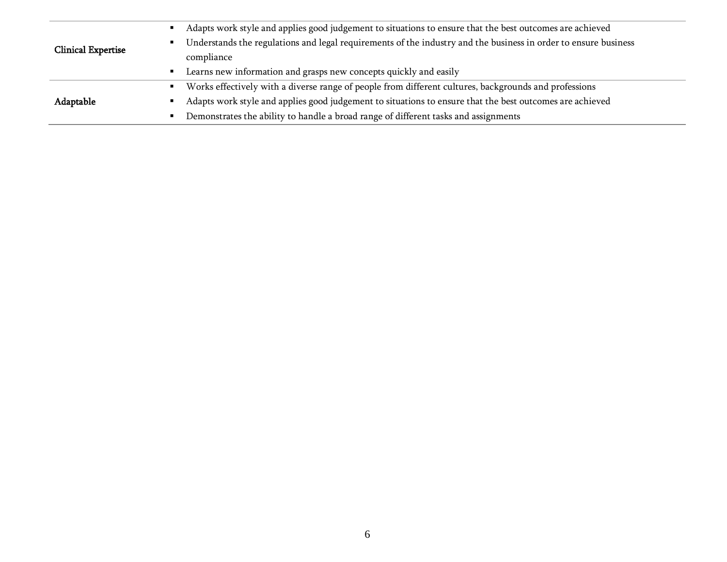| | |
|---|---|
| **Clinical Expertise** | ▪ Adapts work style and applies good judgement to situations to ensure that the best outcomes are achieved<br>▪ Understands the regulations and legal requirements of the industry and the business in order to ensure business compliance<br>▪ Learns new information and grasps new concepts quickly and easily |
| **Adaptable** | ▪ Works effectively with a diverse range of people from different cultures, backgrounds and professions<br>▪ Adapts work style and applies good judgement to situations to ensure that the best outcomes are achieved<br>▪ Demonstrates the ability to handle a broad range of different tasks and assignments |